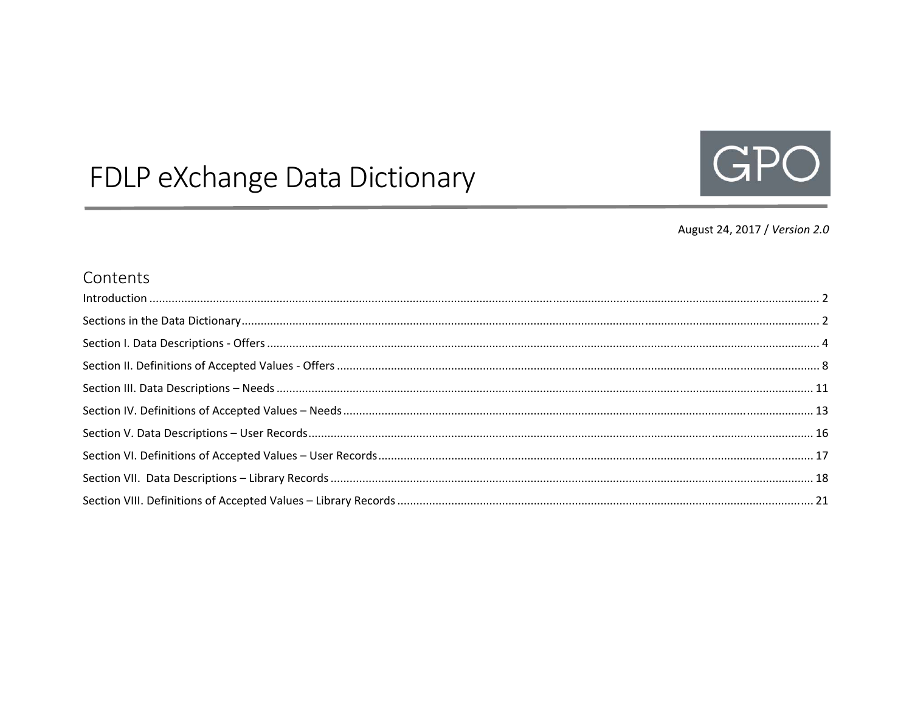# FDLP eXchange Data Dictionary

GPO

August 24, 2017 / *Version 2.0*

## Contents

Introduction ........................................................................................ 2

Sections in the Data Dictionary ........................................................................................ 2

Section I. Data Descriptions - Offers ........................................................................................ 4

Section II. Definitions of Accepted Values - Offers ........................................................................................ 8

Section III. Data Descriptions – Needs ........................................................................................ 11

Section IV. Definitions of Accepted Values – Needs ........................................................................................ 13

Section V. Data Descriptions – User Records ........................................................................................ 16

Section VI. Definitions of Accepted Values – User Records ........................................................................................ 17

Section VII. Data Descriptions – Library Records ........................................................................................ 18

Section VIII. Definitions of Accepted Values – Library Records ........................................................................................ 21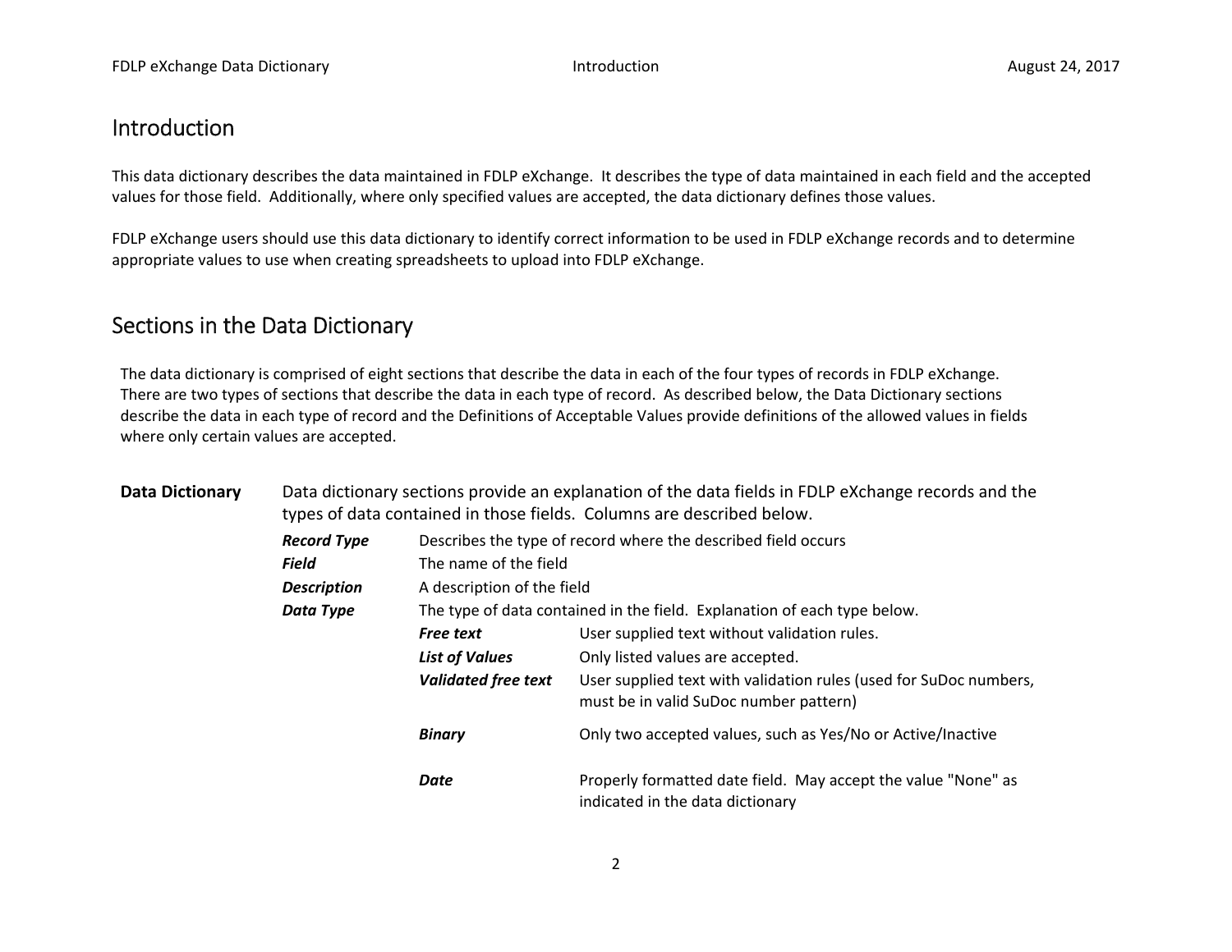# Introduction

This data dictionary describes the data maintained in FDLP eXchange. It describes the type of data maintained in each field and the accepted values for those field. Additionally, where only specified values are accepted, the data dictionary defines those values.

FDLP eXchange users should use this data dictionary to identify correct information to be used in FDLP eXchange records and to determine appropriate values to use when creating spreadsheets to upload into FDLP eXchange.

# Sections in the Data Dictionary

The data dictionary is comprised of eight sections that describe the data in each of the four types of records in FDLP eXchange. There are two types of sections that describe the data in each type of record. As described below, the Data Dictionary sections describe the data in each type of record and the Definitions of Acceptable Values provide definitions of the allowed values in fields where only certain values are accepted.

**Data Dictionary** — Data dictionary sections provide an explanation of the data fields in FDLP eXchange records and the types of data contained in those fields. Columns are described below.

| | |
|---|---|
| ***Record Type*** | Describes the type of record where the described field occurs |
| ***Field*** | The name of the field |
| ***Description*** | A description of the field |
| ***Data Type*** | The type of data contained in the field. Explanation of each type below. |

| | |
|---|---|
| ***Free text*** | User supplied text without validation rules. |
| ***List of Values*** | Only listed values are accepted. |
| ***Validated free text*** | User supplied text with validation rules (used for SuDoc numbers, must be in valid SuDoc number pattern) |
| ***Binary*** | Only two accepted values, such as Yes/No or Active/Inactive |
| ***Date*** | Properly formatted date field. May accept the value "None" as indicated in the data dictionary |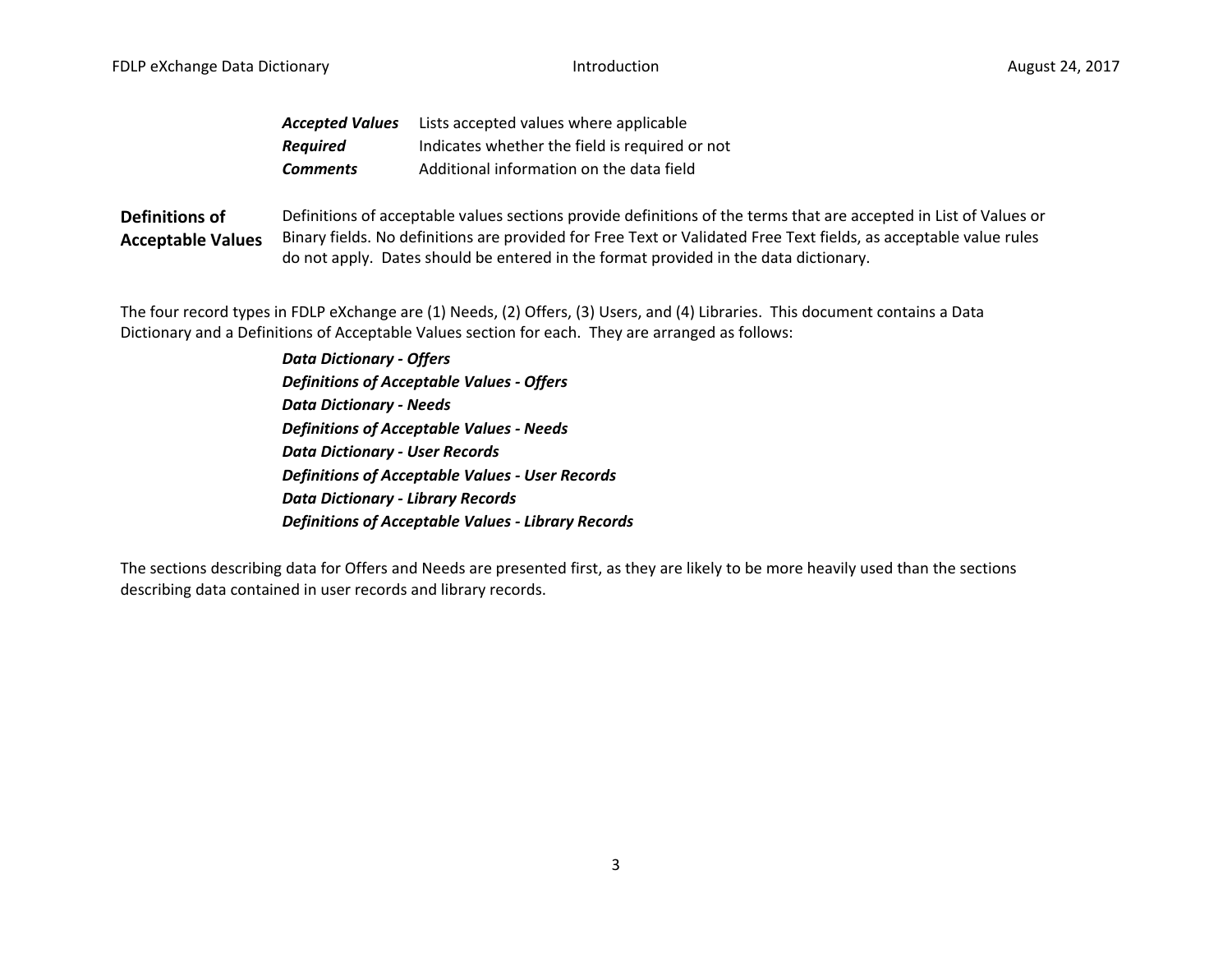| | |
|---|---|
| ***Accepted Values*** | Lists accepted values where applicable |
| ***Required*** | Indicates whether the field is required or not |
| ***Comments*** | Additional information on the data field |

**Definitions of Acceptable Values**

Definitions of acceptable values sections provide definitions of the terms that are accepted in List of Values or Binary fields. No definitions are provided for Free Text or Validated Free Text fields, as acceptable value rules do not apply. Dates should be entered in the format provided in the data dictionary.

The four record types in FDLP eXchange are (1) Needs, (2) Offers, (3) Users, and (4) Libraries. This document contains a Data Dictionary and a Definitions of Acceptable Values section for each. They are arranged as follows:

***Data Dictionary - Offers***
***Definitions of Acceptable Values - Offers***
***Data Dictionary - Needs***
***Definitions of Acceptable Values - Needs***
***Data Dictionary - User Records***
***Definitions of Acceptable Values - User Records***
***Data Dictionary - Library Records***
***Definitions of Acceptable Values - Library Records***

The sections describing data for Offers and Needs are presented first, as they are likely to be more heavily used than the sections describing data contained in user records and library records.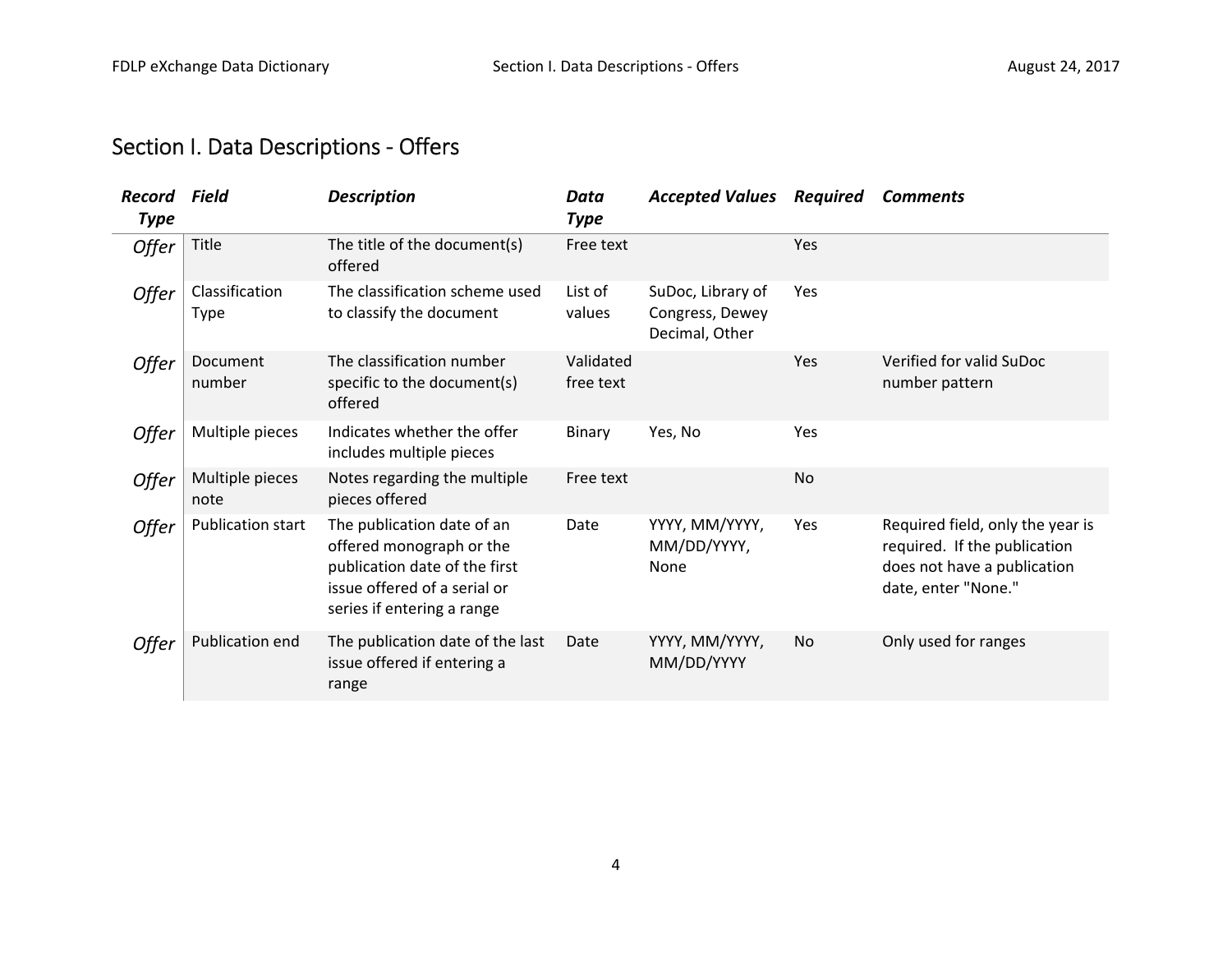# Section I. Data Descriptions - Offers

| *Record Type* | *Field* | *Description* | *Data Type* | *Accepted Values* | *Required* | *Comments* |
|---|---|---|---|---|---|---|
| *Offer* | Title | The title of the document(s) offered | Free text | | Yes | |
| *Offer* | Classification Type | The classification scheme used to classify the document | List of values | SuDoc, Library of Congress, Dewey Decimal, Other | Yes | |
| *Offer* | Document number | The classification number specific to the document(s) offered | Validated free text | | Yes | Verified for valid SuDoc number pattern |
| *Offer* | Multiple pieces | Indicates whether the offer includes multiple pieces | Binary | Yes, No | Yes | |
| *Offer* | Multiple pieces note | Notes regarding the multiple pieces offered | Free text | | No | |
| *Offer* | Publication start | The publication date of an offered monograph or the publication date of the first issue offered of a serial or series if entering a range | Date | YYYY, MM/YYYY, MM/DD/YYYY, None | Yes | Required field, only the year is required. If the publication does not have a publication date, enter "None." |
| *Offer* | Publication end | The publication date of the last issue offered if entering a range | Date | YYYY, MM/YYYY, MM/DD/YYYY | No | Only used for ranges |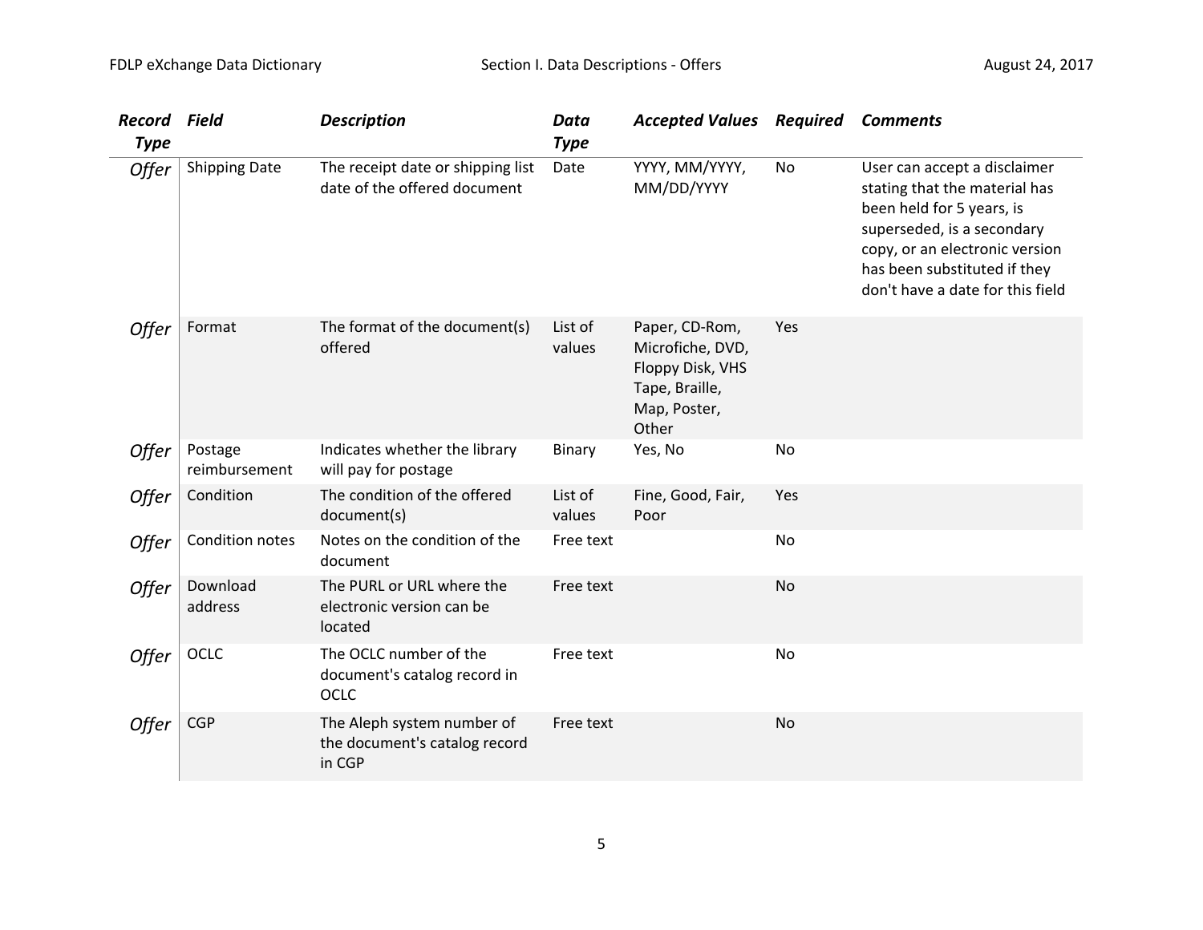| Record Type | Field | Description | Data Type | Accepted Values | Required | Comments |
|---|---|---|---|---|---|---|
| *Offer* | Shipping Date | The receipt date or shipping list date of the offered document | Date | YYYY, MM/YYYY, MM/DD/YYYY | No | User can accept a disclaimer stating that the material has been held for 5 years, is superseded, is a secondary copy, or an electronic version has been substituted if they don't have a date for this field |
| *Offer* | Format | The format of the document(s) offered | List of values | Paper, CD-Rom, Microfiche, DVD, Floppy Disk, VHS Tape, Braille, Map, Poster, Other | Yes | |
| *Offer* | Postage reimbursement | Indicates whether the library will pay for postage | Binary | Yes, No | No | |
| *Offer* | Condition | The condition of the offered document(s) | List of values | Fine, Good, Fair, Poor | Yes | |
| *Offer* | Condition notes | Notes on the condition of the document | Free text | | No | |
| *Offer* | Download address | The PURL or URL where the electronic version can be located | Free text | | No | |
| *Offer* | OCLC | The OCLC number of the document's catalog record in OCLC | Free text | | No | |
| *Offer* | CGP | The Aleph system number of the document's catalog record in CGP | Free text | | No | |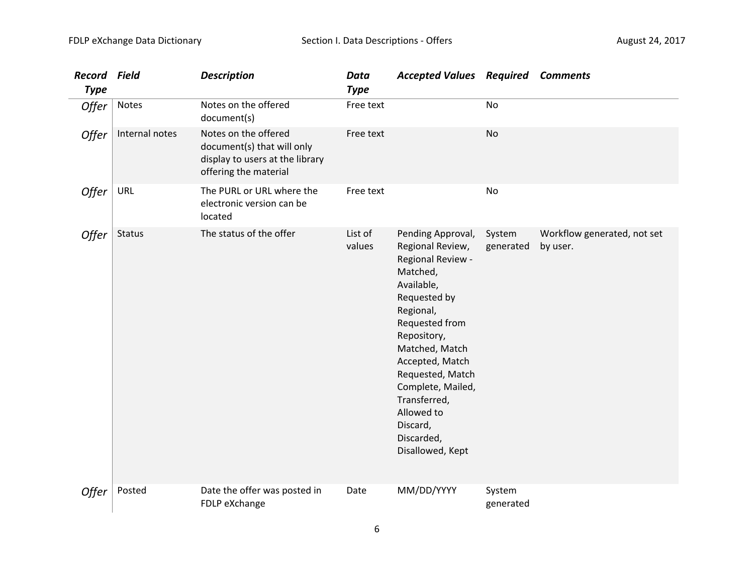| Record Type | Field | Description | Data Type | Accepted Values | Required | Comments |
| --- | --- | --- | --- | --- | --- | --- |
| *Offer* | Notes | Notes on the offered document(s) | Free text | | No | |
| *Offer* | Internal notes | Notes on the offered document(s) that will only display to users at the library offering the material | Free text | | No | |
| *Offer* | URL | The PURL or URL where the electronic version can be located | Free text | | No | |
| *Offer* | Status | The status of the offer | List of values | Pending Approval, Regional Review, Regional Review - Matched, Available, Requested by Regional, Requested from Repository, Matched, Match Accepted, Match Requested, Match Complete, Mailed, Transferred, Allowed to Discard, Discarded, Disallowed, Kept | System generated | Workflow generated, not set by user. |
| *Offer* | Posted | Date the offer was posted in FDLP eXchange | Date | MM/DD/YYYY | System generated | |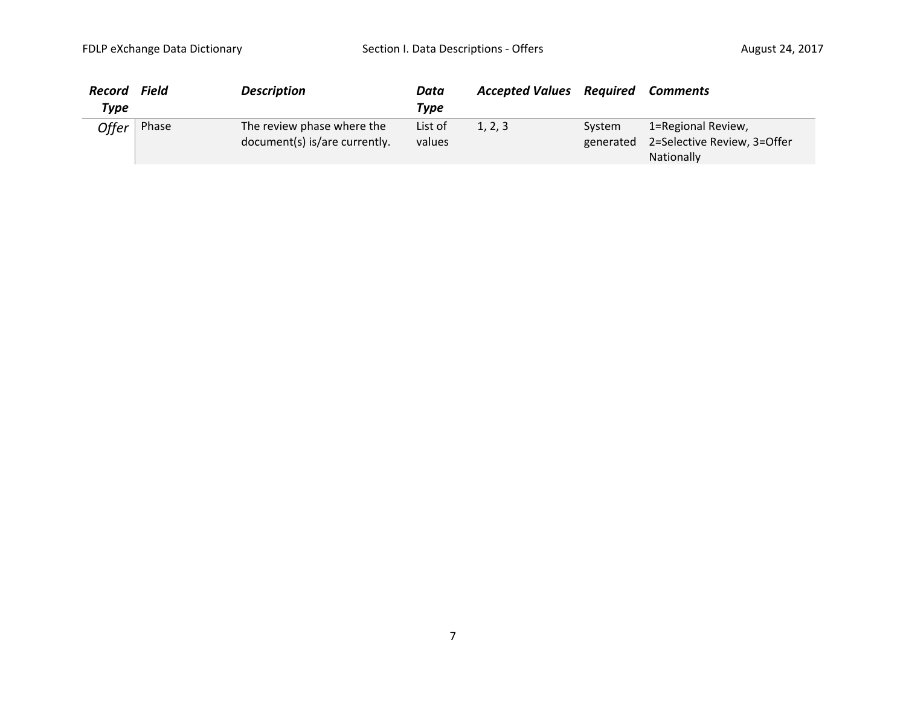| *Record Type* | *Field* | *Description* | *Data Type* | *Accepted Values* | *Required* | *Comments* |
|---|---|---|---|---|---|---|
| *Offer* | Phase | The review phase where the document(s) is/are currently. | List of values | 1, 2, 3 | System generated | 1=Regional Review, 2=Selective Review, 3=Offer Nationally |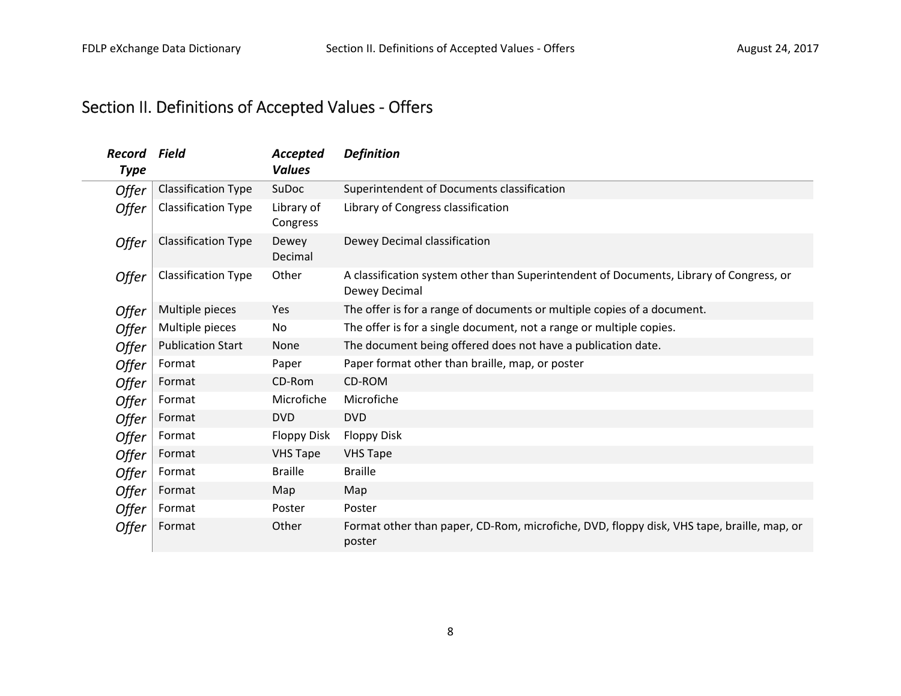# Section II. Definitions of Accepted Values - Offers

| *Record Type* | *Field* | *Accepted Values* | *Definition* |
|---|---|---|---|
| *Offer* | Classification Type | SuDoc | Superintendent of Documents classification |
| *Offer* | Classification Type | Library of Congress | Library of Congress classification |
| *Offer* | Classification Type | Dewey Decimal | Dewey Decimal classification |
| *Offer* | Classification Type | Other | A classification system other than Superintendent of Documents, Library of Congress, or Dewey Decimal |
| *Offer* | Multiple pieces | Yes | The offer is for a range of documents or multiple copies of a document. |
| *Offer* | Multiple pieces | No | The offer is for a single document, not a range or multiple copies. |
| *Offer* | Publication Start | None | The document being offered does not have a publication date. |
| *Offer* | Format | Paper | Paper format other than braille, map, or poster |
| *Offer* | Format | CD-Rom | CD-ROM |
| *Offer* | Format | Microfiche | Microfiche |
| *Offer* | Format | DVD | DVD |
| *Offer* | Format | Floppy Disk | Floppy Disk |
| *Offer* | Format | VHS Tape | VHS Tape |
| *Offer* | Format | Braille | Braille |
| *Offer* | Format | Map | Map |
| *Offer* | Format | Poster | Poster |
| *Offer* | Format | Other | Format other than paper, CD-Rom, microfiche, DVD, floppy disk, VHS tape, braille, map, or poster |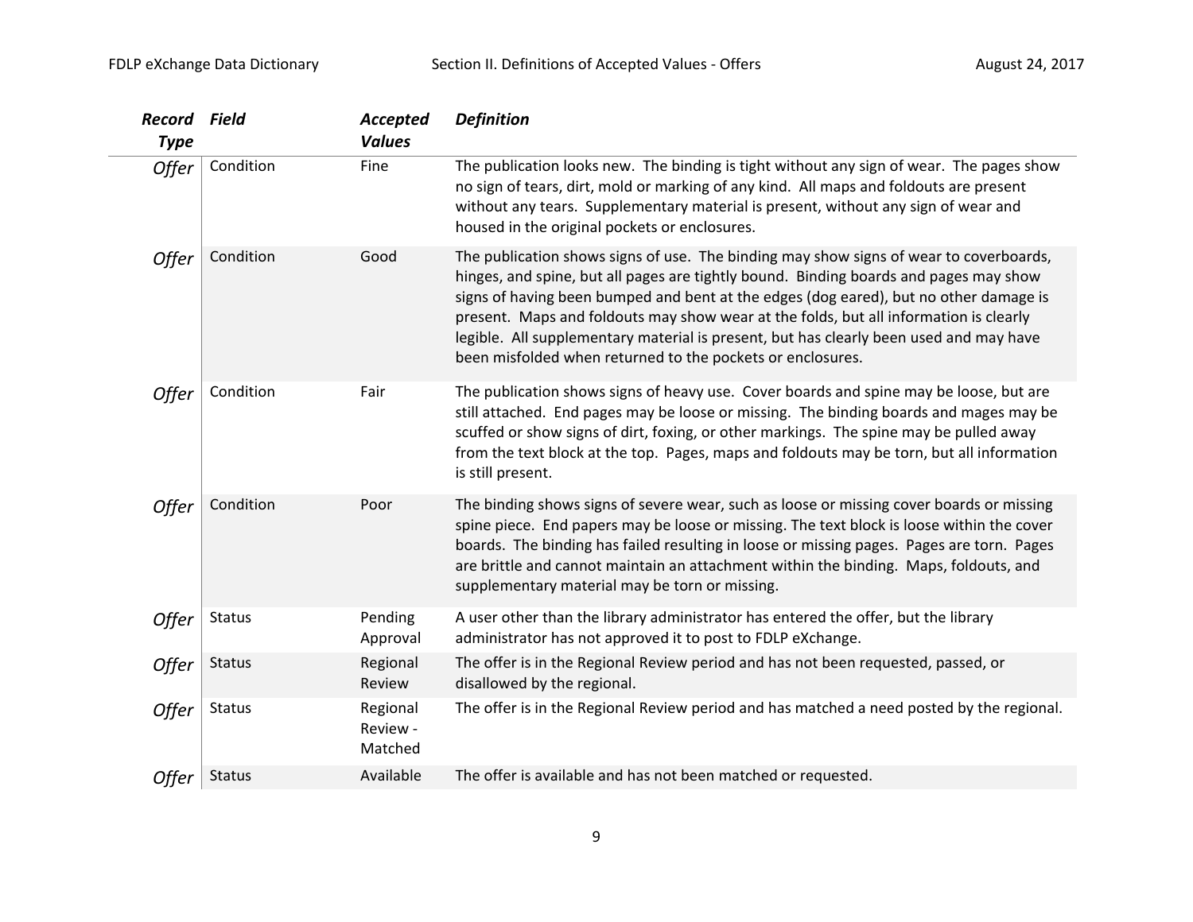| Record Type | Field | Accepted Values | Definition |
|---|---|---|---|
| *Offer* | Condition | Fine | The publication looks new. The binding is tight without any sign of wear. The pages show no sign of tears, dirt, mold or marking of any kind. All maps and foldouts are present without any tears. Supplementary material is present, without any sign of wear and housed in the original pockets or enclosures. |
| *Offer* | Condition | Good | The publication shows signs of use. The binding may show signs of wear to coverboards, hinges, and spine, but all pages are tightly bound. Binding boards and pages may show signs of having been bumped and bent at the edges (dog eared), but no other damage is present. Maps and foldouts may show wear at the folds, but all information is clearly legible. All supplementary material is present, but has clearly been used and may have been misfolded when returned to the pockets or enclosures. |
| *Offer* | Condition | Fair | The publication shows signs of heavy use. Cover boards and spine may be loose, but are still attached. End pages may be loose or missing. The binding boards and mages may be scuffed or show signs of dirt, foxing, or other markings. The spine may be pulled away from the text block at the top. Pages, maps and foldouts may be torn, but all information is still present. |
| *Offer* | Condition | Poor | The binding shows signs of severe wear, such as loose or missing cover boards or missing spine piece. End papers may be loose or missing. The text block is loose within the cover boards. The binding has failed resulting in loose or missing pages. Pages are torn. Pages are brittle and cannot maintain an attachment within the binding. Maps, foldouts, and supplementary material may be torn or missing. |
| *Offer* | Status | Pending Approval | A user other than the library administrator has entered the offer, but the library administrator has not approved it to post to FDLP eXchange. |
| *Offer* | Status | Regional Review | The offer is in the Regional Review period and has not been requested, passed, or disallowed by the regional. |
| *Offer* | Status | Regional Review - Matched | The offer is in the Regional Review period and has matched a need posted by the regional. |
| *Offer* | Status | Available | The offer is available and has not been matched or requested. |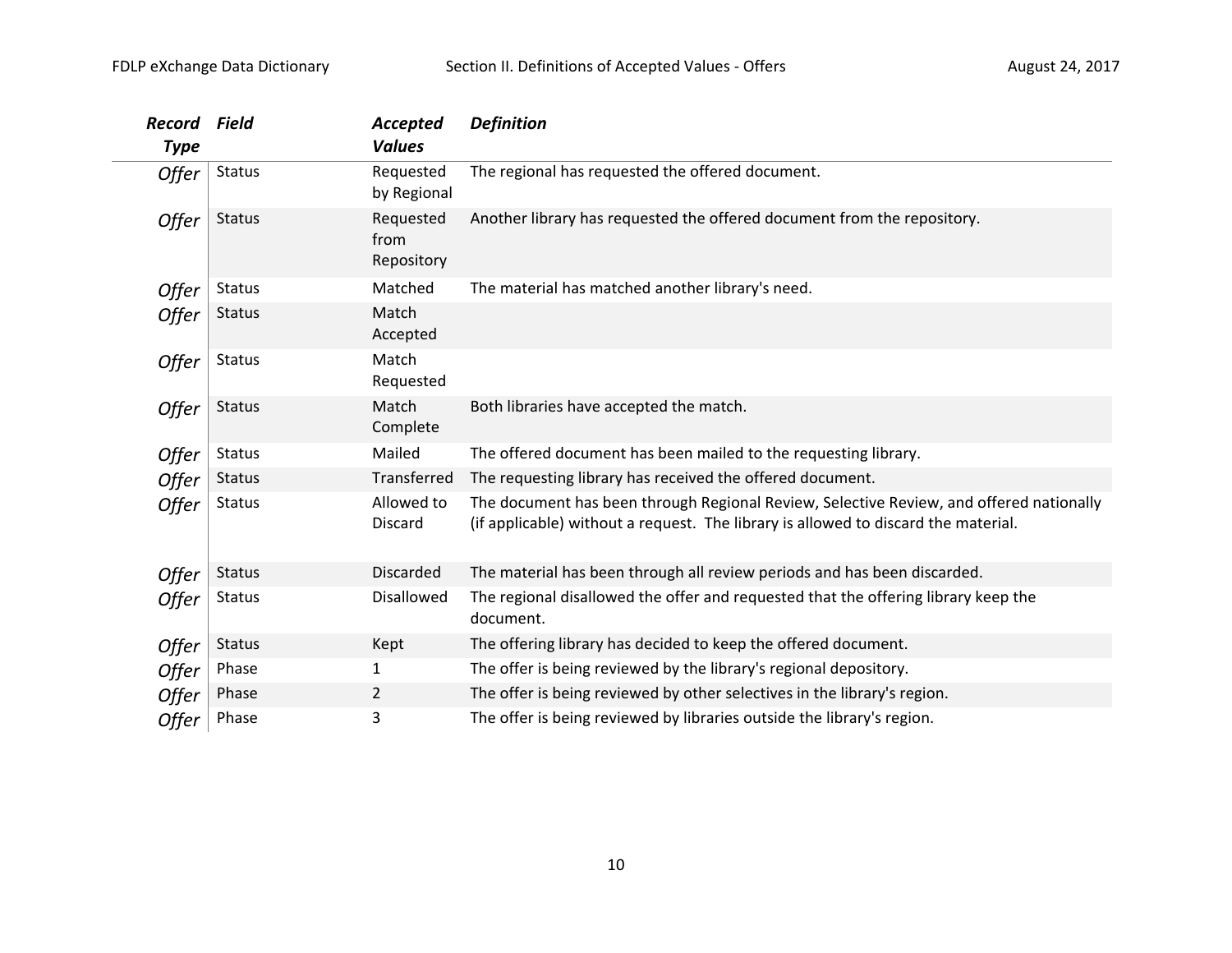| *Record Type* | *Field* | *Accepted Values* | *Definition* |
|---|---|---|---|
| *Offer* | Status | Requested by Regional | The regional has requested the offered document. |
| *Offer* | Status | Requested from Repository | Another library has requested the offered document from the repository. |
| *Offer* | Status | Matched | The material has matched another library's need. |
| *Offer* | Status | Match Accepted | |
| *Offer* | Status | Match Requested | |
| *Offer* | Status | Match Complete | Both libraries have accepted the match. |
| *Offer* | Status | Mailed | The offered document has been mailed to the requesting library. |
| *Offer* | Status | Transferred | The requesting library has received the offered document. |
| *Offer* | Status | Allowed to Discard | The document has been through Regional Review, Selective Review, and offered nationally (if applicable) without a request. The library is allowed to discard the material. |
| *Offer* | Status | Discarded | The material has been through all review periods and has been discarded. |
| *Offer* | Status | Disallowed | The regional disallowed the offer and requested that the offering library keep the document. |
| *Offer* | Status | Kept | The offering library has decided to keep the offered document. |
| *Offer* | Phase | 1 | The offer is being reviewed by the library's regional depository. |
| *Offer* | Phase | 2 | The offer is being reviewed by other selectives in the library's region. |
| *Offer* | Phase | 3 | The offer is being reviewed by libraries outside the library's region. |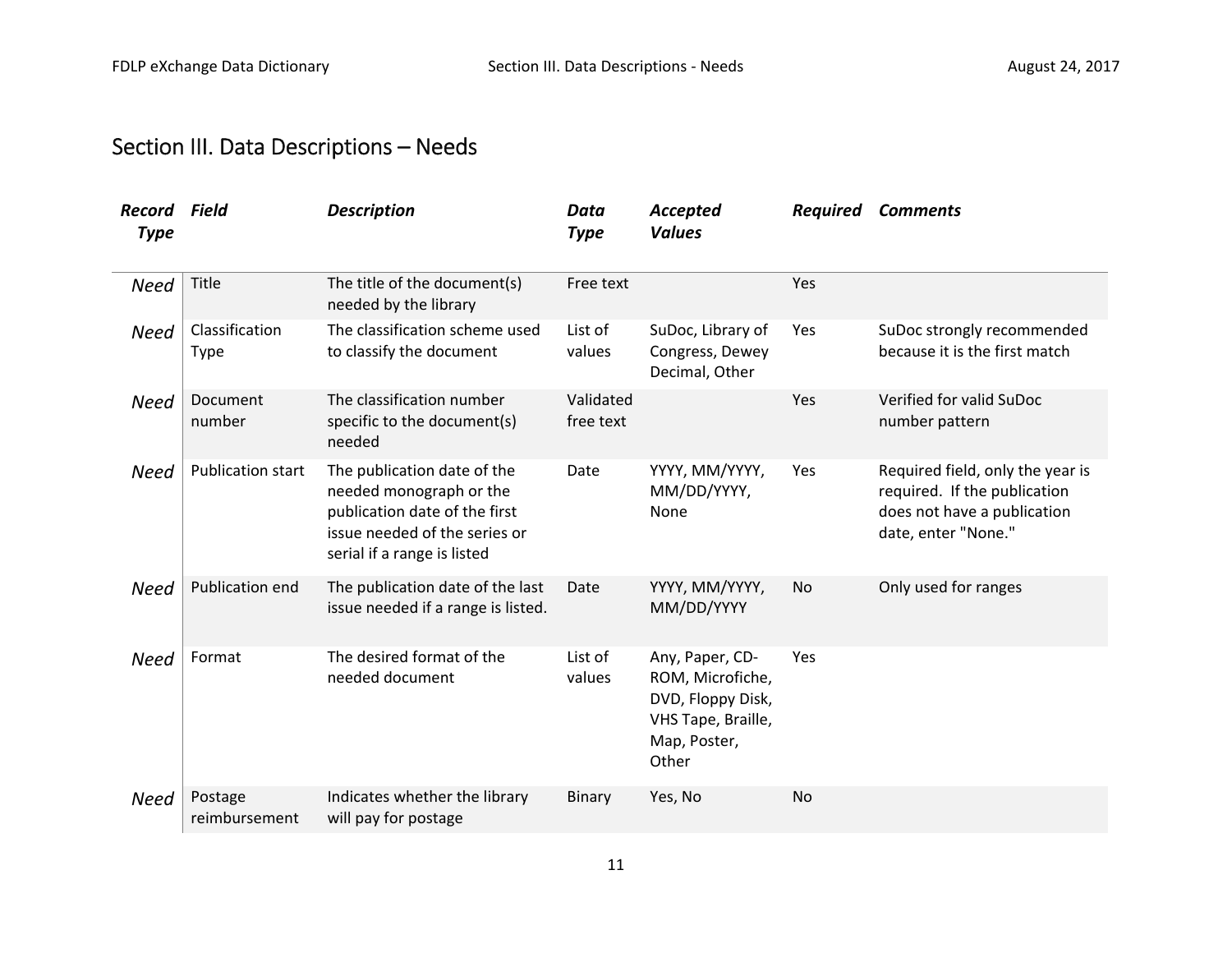## Section III. Data Descriptions – Needs

| *Record Type* | *Field* | *Description* | *Data Type* | *Accepted Values* | *Required* | *Comments* |
|---|---|---|---|---|---|---|
| *Need* | Title | The title of the document(s) needed by the library | Free text | | Yes | |
| *Need* | Classification Type | The classification scheme used to classify the document | List of values | SuDoc, Library of Congress, Dewey Decimal, Other | Yes | SuDoc strongly recommended because it is the first match |
| *Need* | Document number | The classification number specific to the document(s) needed | Validated free text | | Yes | Verified for valid SuDoc number pattern |
| *Need* | Publication start | The publication date of the needed monograph or the publication date of the first issue needed of the series or serial if a range is listed | Date | YYYY, MM/YYYY, MM/DD/YYYY, None | Yes | Required field, only the year is required. If the publication does not have a publication date, enter "None." |
| *Need* | Publication end | The publication date of the last issue needed if a range is listed. | Date | YYYY, MM/YYYY, MM/DD/YYYY | No | Only used for ranges |
| *Need* | Format | The desired format of the needed document | List of values | Any, Paper, CD-ROM, Microfiche, DVD, Floppy Disk, VHS Tape, Braille, Map, Poster, Other | Yes | |
| *Need* | Postage reimbursement | Indicates whether the library will pay for postage | Binary | Yes, No | No | |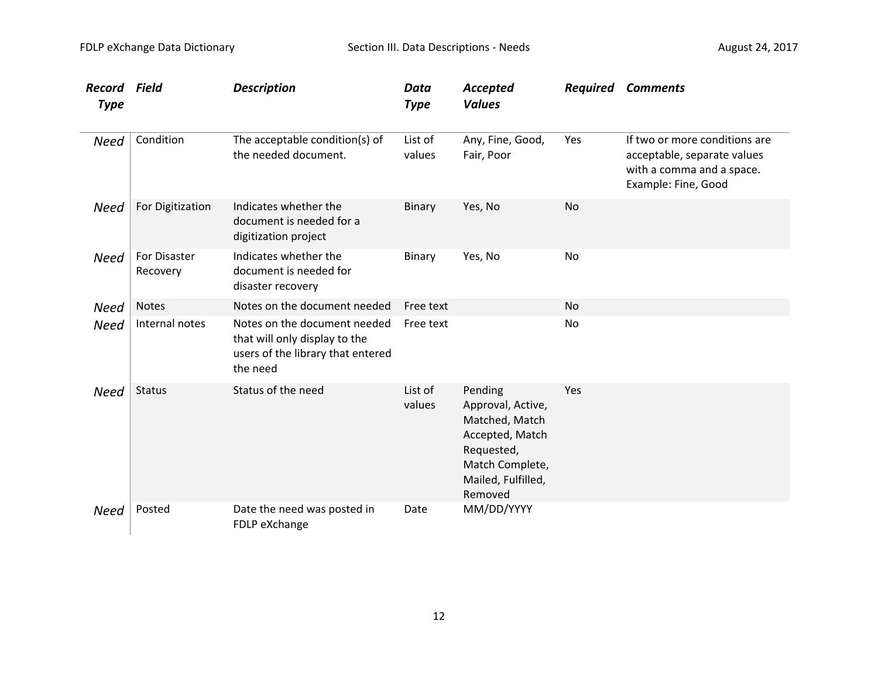| Record Type | Field | Description | Data Type | Accepted Values | Required | Comments |
|---|---|---|---|---|---|---|
| *Need* | Condition | The acceptable condition(s) of the needed document. | List of values | Any, Fine, Good, Fair, Poor | Yes | If two or more conditions are acceptable, separate values with a comma and a space. Example: Fine, Good |
| *Need* | For Digitization | Indicates whether the document is needed for a digitization project | Binary | Yes, No | No | |
| *Need* | For Disaster Recovery | Indicates whether the document is needed for disaster recovery | Binary | Yes, No | No | |
| *Need* | Notes | Notes on the document needed | Free text | | No | |
| *Need* | Internal notes | Notes on the document needed that will only display to the users of the library that entered the need | Free text | | No | |
| *Need* | Status | Status of the need | List of values | Pending Approval, Active, Matched, Match Accepted, Match Requested, Match Complete, Mailed, Fulfilled, Removed | Yes | |
| *Need* | Posted | Date the need was posted in FDLP eXchange | Date | MM/DD/YYYY | | |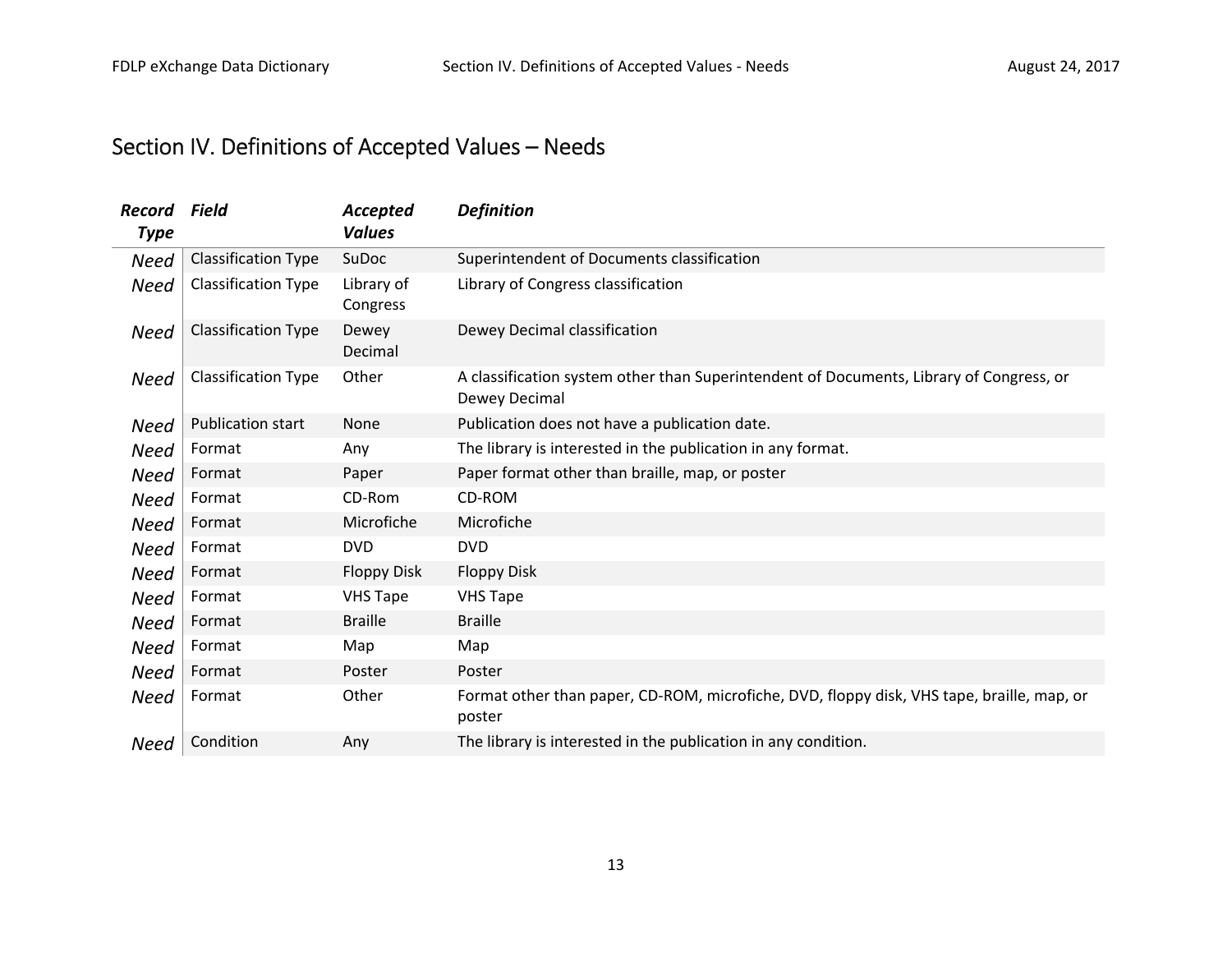# Section IV. Definitions of Accepted Values – Needs

| *Record Type* | *Field* | *Accepted Values* | *Definition* |
|---|---|---|---|
| *Need* | Classification Type | SuDoc | Superintendent of Documents classification |
| *Need* | Classification Type | Library of Congress | Library of Congress classification |
| *Need* | Classification Type | Dewey Decimal | Dewey Decimal classification |
| *Need* | Classification Type | Other | A classification system other than Superintendent of Documents, Library of Congress, or Dewey Decimal |
| *Need* | Publication start | None | Publication does not have a publication date. |
| *Need* | Format | Any | The library is interested in the publication in any format. |
| *Need* | Format | Paper | Paper format other than braille, map, or poster |
| *Need* | Format | CD-Rom | CD-ROM |
| *Need* | Format | Microfiche | Microfiche |
| *Need* | Format | DVD | DVD |
| *Need* | Format | Floppy Disk | Floppy Disk |
| *Need* | Format | VHS Tape | VHS Tape |
| *Need* | Format | Braille | Braille |
| *Need* | Format | Map | Map |
| *Need* | Format | Poster | Poster |
| *Need* | Format | Other | Format other than paper, CD-ROM, microfiche, DVD, floppy disk, VHS tape, braille, map, or poster |
| *Need* | Condition | Any | The library is interested in the publication in any condition. |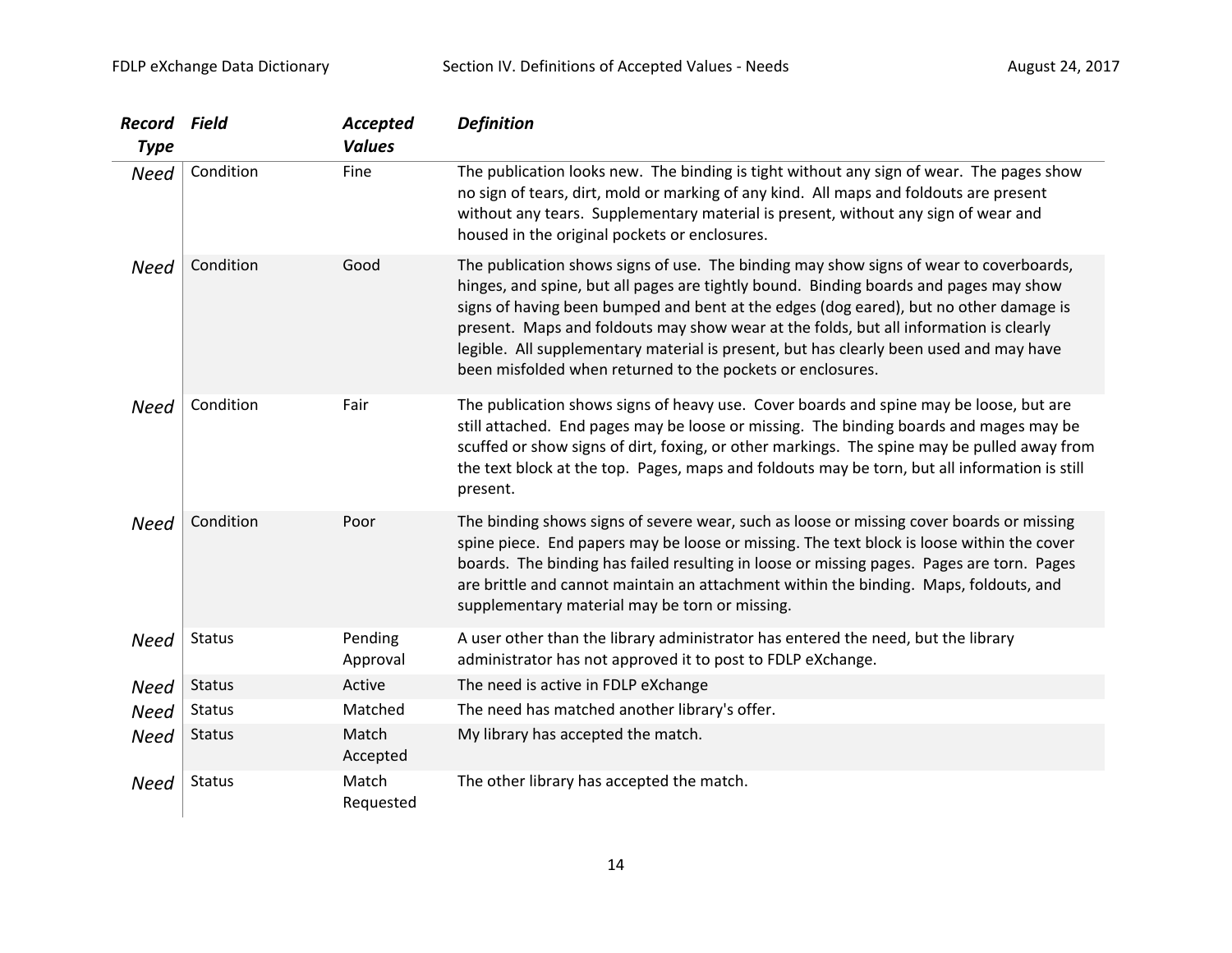| *Record Type* | *Field* | *Accepted Values* | *Definition* |
|---|---|---|---|
| *Need* | Condition | Fine | The publication looks new. The binding is tight without any sign of wear. The pages show no sign of tears, dirt, mold or marking of any kind. All maps and foldouts are present without any tears. Supplementary material is present, without any sign of wear and housed in the original pockets or enclosures. |
| *Need* | Condition | Good | The publication shows signs of use. The binding may show signs of wear to coverboards, hinges, and spine, but all pages are tightly bound. Binding boards and pages may show signs of having been bumped and bent at the edges (dog eared), but no other damage is present. Maps and foldouts may show wear at the folds, but all information is clearly legible. All supplementary material is present, but has clearly been used and may have been misfolded when returned to the pockets or enclosures. |
| *Need* | Condition | Fair | The publication shows signs of heavy use. Cover boards and spine may be loose, but are still attached. End pages may be loose or missing. The binding boards and mages may be scuffed or show signs of dirt, foxing, or other markings. The spine may be pulled away from the text block at the top. Pages, maps and foldouts may be torn, but all information is still present. |
| *Need* | Condition | Poor | The binding shows signs of severe wear, such as loose or missing cover boards or missing spine piece. End papers may be loose or missing. The text block is loose within the cover boards. The binding has failed resulting in loose or missing pages. Pages are torn. Pages are brittle and cannot maintain an attachment within the binding. Maps, foldouts, and supplementary material may be torn or missing. |
| *Need* | Status | Pending Approval | A user other than the library administrator has entered the need, but the library administrator has not approved it to post to FDLP eXchange. |
| *Need* | Status | Active | The need is active in FDLP eXchange |
| *Need* | Status | Matched | The need has matched another library's offer. |
| *Need* | Status | Match Accepted | My library has accepted the match. |
| *Need* | Status | Match Requested | The other library has accepted the match. |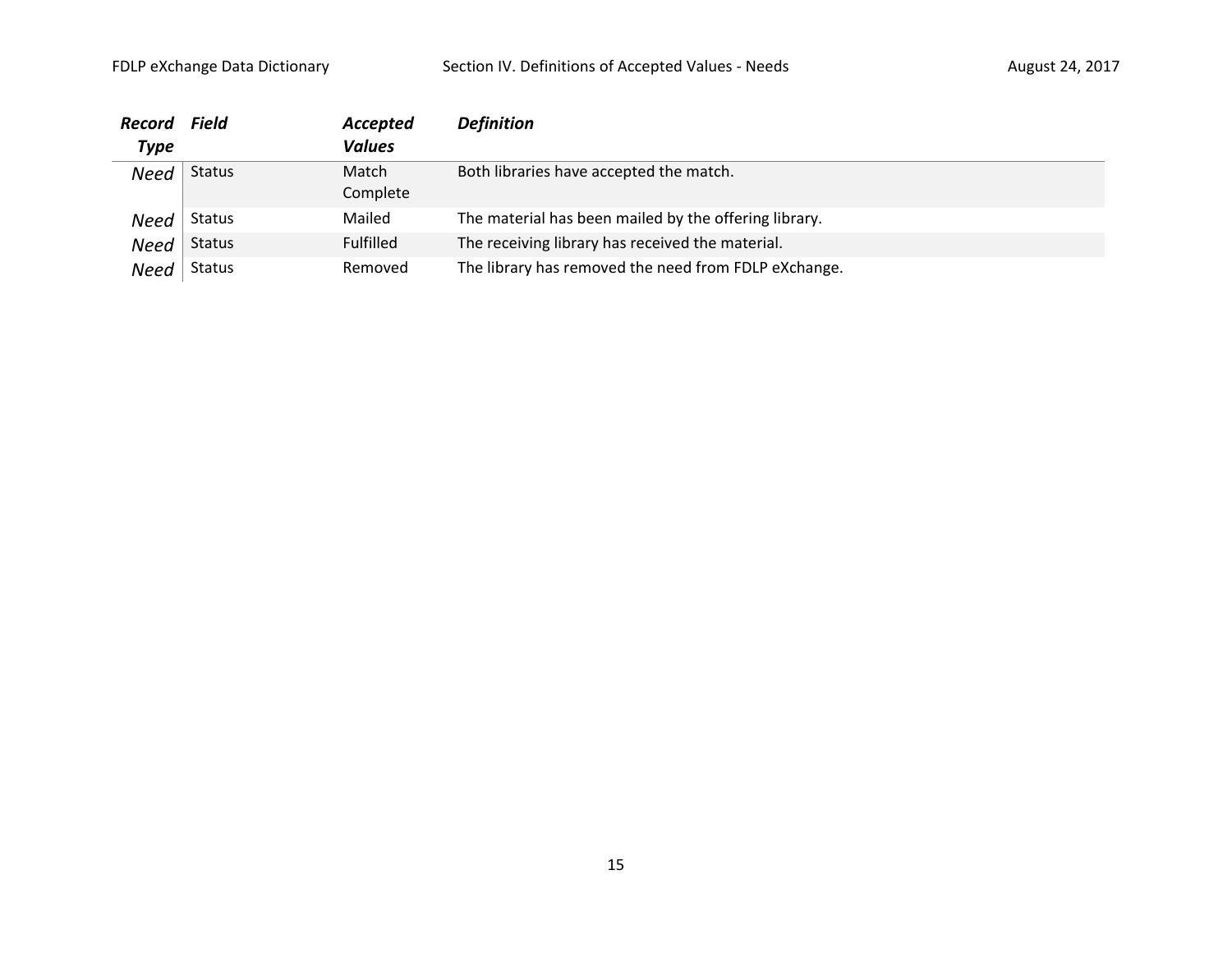| *Record Type* | *Field* | *Accepted Values* | *Definition* |
|---|---|---|---|
| *Need* | Status | Match Complete | Both libraries have accepted the match. |
| *Need* | Status | Mailed | The material has been mailed by the offering library. |
| *Need* | Status | Fulfilled | The receiving library has received the material. |
| *Need* | Status | Removed | The library has removed the need from FDLP eXchange. |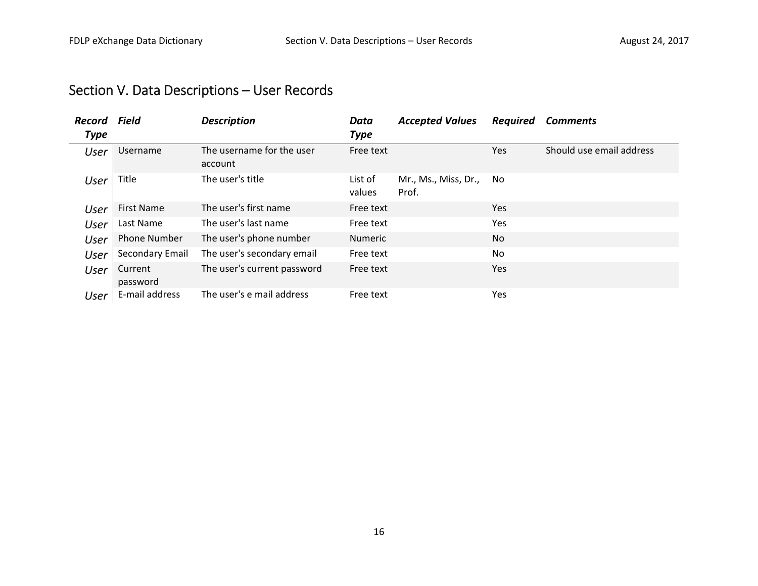# Section V. Data Descriptions – User Records

| *Record Type* | *Field* | *Description* | *Data Type* | *Accepted Values* | *Required* | *Comments* |
|---|---|---|---|---|---|---|
| *User* | Username | The username for the user account | Free text | | Yes | Should use email address |
| *User* | Title | The user's title | List of values | Mr., Ms., Miss, Dr., Prof. | No | |
| *User* | First Name | The user's first name | Free text | | Yes | |
| *User* | Last Name | The user's last name | Free text | | Yes | |
| *User* | Phone Number | The user's phone number | Numeric | | No | |
| *User* | Secondary Email | The user's secondary email | Free text | | No | |
| *User* | Current password | The user's current password | Free text | | Yes | |
| *User* | E-mail address | The user's e mail address | Free text | | Yes | |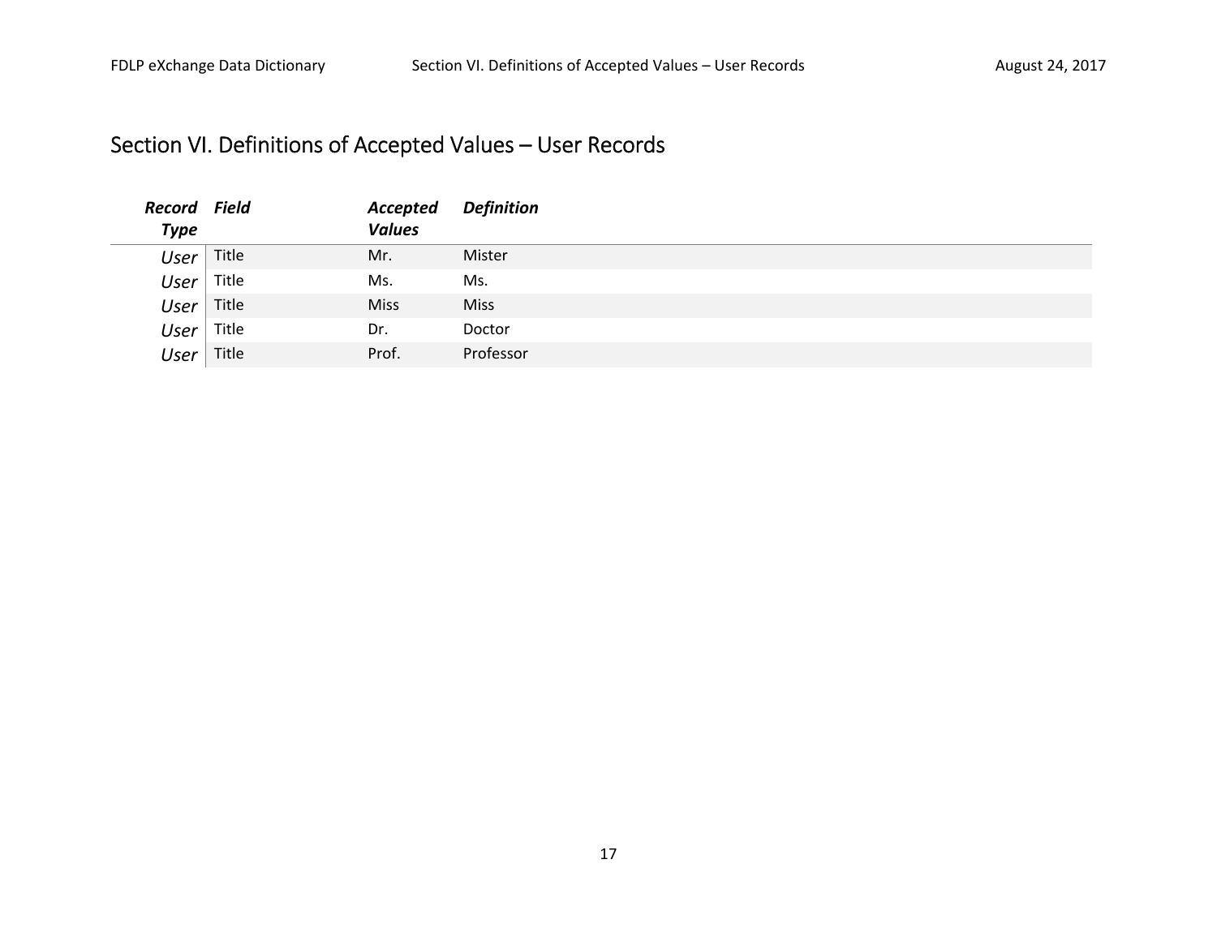# Section VI. Definitions of Accepted Values – User Records

| *Record Type* | *Field* | *Accepted Values* | *Definition* |
| --- | --- | --- | --- |
| *User* | Title | Mr. | Mister |
| *User* | Title | Ms. | Ms. |
| *User* | Title | Miss | Miss |
| *User* | Title | Dr. | Doctor |
| *User* | Title | Prof. | Professor |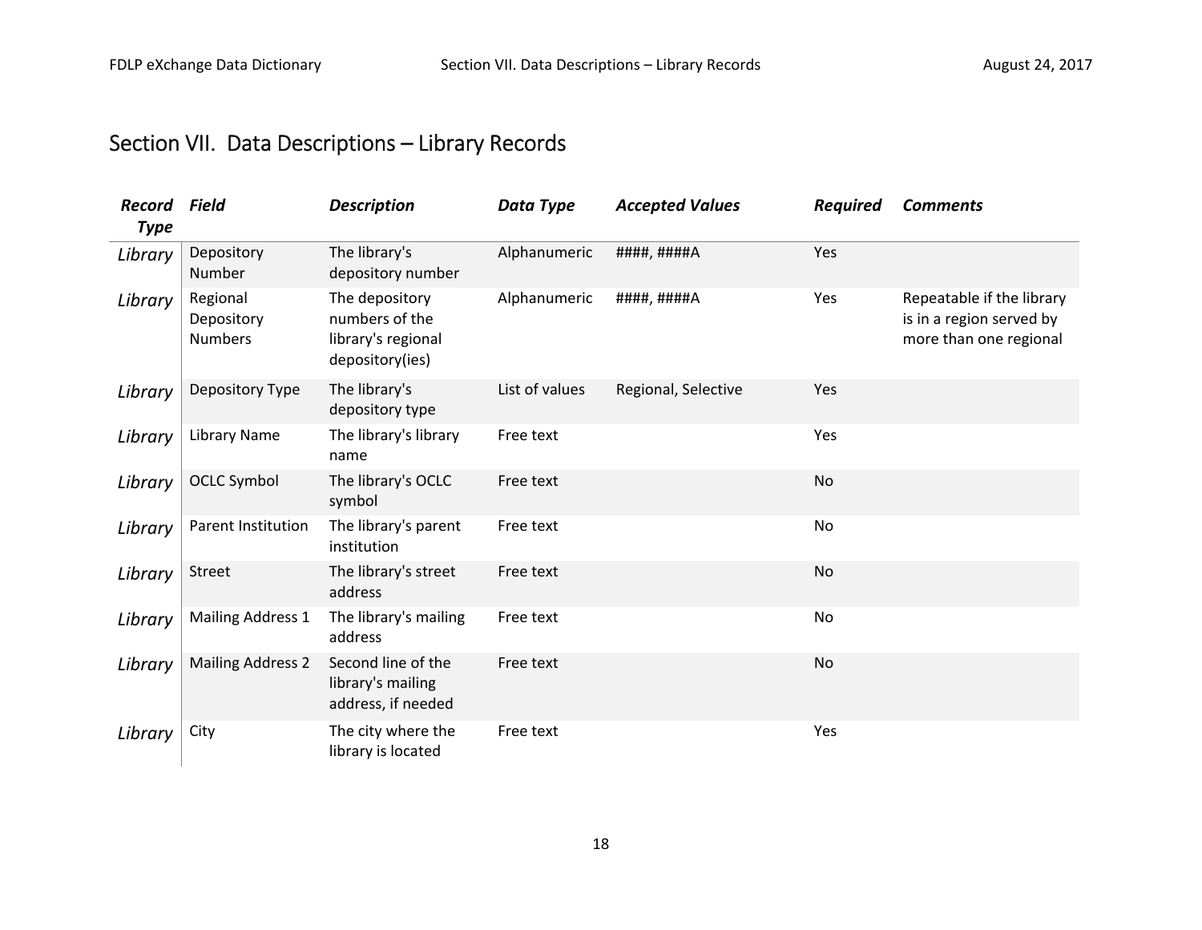# Section VII. Data Descriptions – Library Records

| *Record Type* | *Field* | *Description* | *Data Type* | *Accepted Values* | *Required* | *Comments* |
|---|---|---|---|---|---|---|
| *Library* | Depository Number | The library's depository number | Alphanumeric | ####, ####A | Yes | |
| *Library* | Regional Depository Numbers | The depository numbers of the library's regional depository(ies) | Alphanumeric | ####, ####A | Yes | Repeatable if the library is in a region served by more than one regional |
| *Library* | Depository Type | The library's depository type | List of values | Regional, Selective | Yes | |
| *Library* | Library Name | The library's library name | Free text | | Yes | |
| *Library* | OCLC Symbol | The library's OCLC symbol | Free text | | No | |
| *Library* | Parent Institution | The library's parent institution | Free text | | No | |
| *Library* | Street | The library's street address | Free text | | No | |
| *Library* | Mailing Address 1 | The library's mailing address | Free text | | No | |
| *Library* | Mailing Address 2 | Second line of the library's mailing address, if needed | Free text | | No | |
| *Library* | City | The city where the library is located | Free text | | Yes | |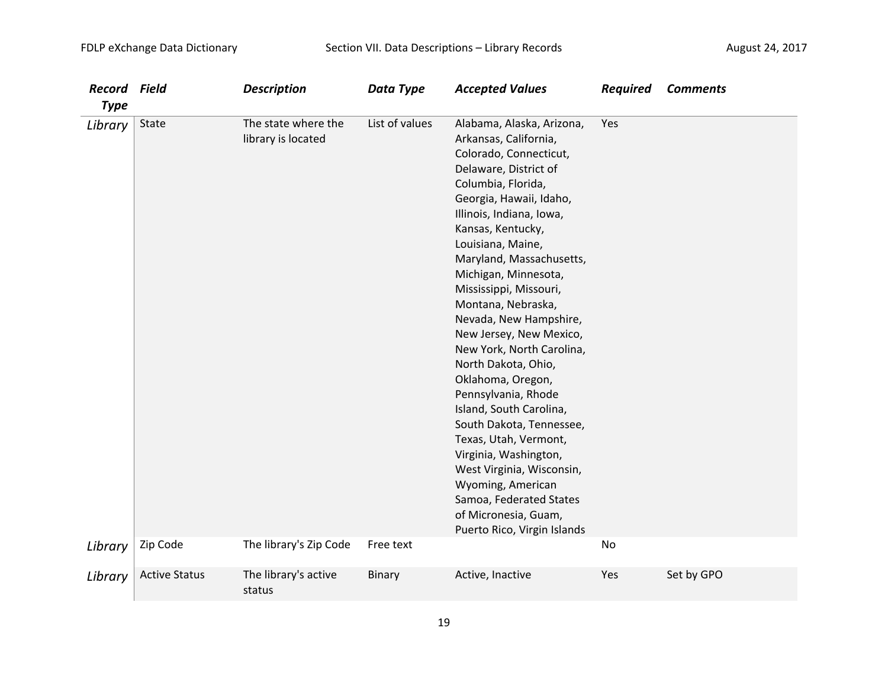| Record Type | Field | Description | Data Type | Accepted Values | Required | Comments |
|---|---|---|---|---|---|---|
| Library | State | The state where the library is located | List of values | Alabama, Alaska, Arizona, Arkansas, California, Colorado, Connecticut, Delaware, District of Columbia, Florida, Georgia, Hawaii, Idaho, Illinois, Indiana, Iowa, Kansas, Kentucky, Louisiana, Maine, Maryland, Massachusetts, Michigan, Minnesota, Mississippi, Missouri, Montana, Nebraska, Nevada, New Hampshire, New Jersey, New Mexico, New York, North Carolina, North Dakota, Ohio, Oklahoma, Oregon, Pennsylvania, Rhode Island, South Carolina, South Dakota, Tennessee, Texas, Utah, Vermont, Virginia, Washington, West Virginia, Wisconsin, Wyoming, American Samoa, Federated States of Micronesia, Guam, Puerto Rico, Virgin Islands | Yes | |
| Library | Zip Code | The library's Zip Code | Free text | | No | |
| Library | Active Status | The library's active status | Binary | Active, Inactive | Yes | Set by GPO |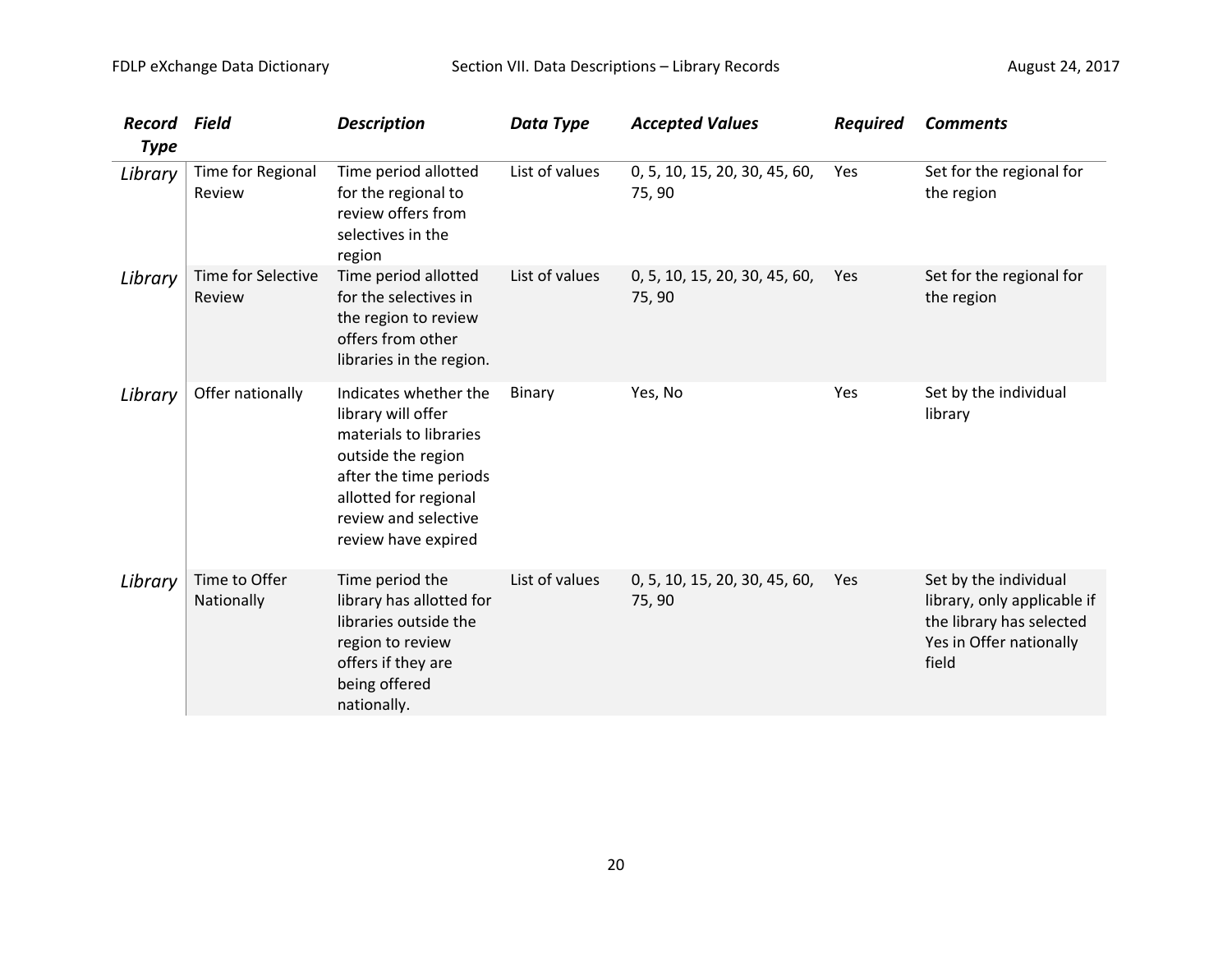| *Record Type* | *Field* | *Description* | *Data Type* | *Accepted Values* | *Required* | *Comments* |
|---|---|---|---|---|---|---|
| *Library* | Time for Regional Review | Time period allotted for the regional to review offers from selectives in the region | List of values | 0, 5, 10, 15, 20, 30, 45, 60, 75, 90 | Yes | Set for the regional for the region |
| *Library* | Time for Selective Review | Time period allotted for the selectives in the region to review offers from other libraries in the region. | List of values | 0, 5, 10, 15, 20, 30, 45, 60, 75, 90 | Yes | Set for the regional for the region |
| *Library* | Offer nationally | Indicates whether the library will offer materials to libraries outside the region after the time periods allotted for regional review and selective review have expired | Binary | Yes, No | Yes | Set by the individual library |
| *Library* | Time to Offer Nationally | Time period the library has allotted for libraries outside the region to review offers if they are being offered nationally. | List of values | 0, 5, 10, 15, 20, 30, 45, 60, 75, 90 | Yes | Set by the individual library, only applicable if the library has selected Yes in Offer nationally field |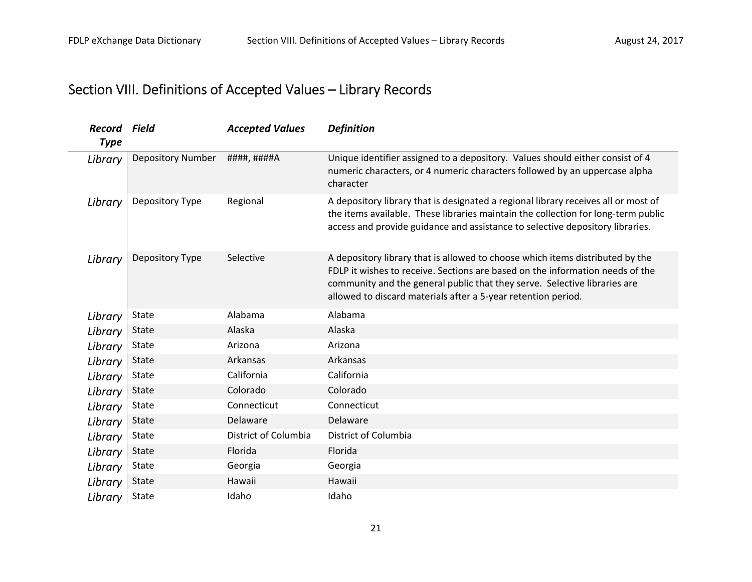# Section VIII. Definitions of Accepted Values – Library Records

| *Record Type* | *Field* | *Accepted Values* | *Definition* |
|---|---|---|---|
| *Library* | Depository Number | ####, ####A | Unique identifier assigned to a depository. Values should either consist of 4 numeric characters, or 4 numeric characters followed by an uppercase alpha character |
| *Library* | Depository Type | Regional | A depository library that is designated a regional library receives all or most of the items available. These libraries maintain the collection for long-term public access and provide guidance and assistance to selective depository libraries. |
| *Library* | Depository Type | Selective | A depository library that is allowed to choose which items distributed by the FDLP it wishes to receive. Sections are based on the information needs of the community and the general public that they serve. Selective libraries are allowed to discard materials after a 5-year retention period. |
| *Library* | State | Alabama | Alabama |
| *Library* | State | Alaska | Alaska |
| *Library* | State | Arizona | Arizona |
| *Library* | State | Arkansas | Arkansas |
| *Library* | State | California | California |
| *Library* | State | Colorado | Colorado |
| *Library* | State | Connecticut | Connecticut |
| *Library* | State | Delaware | Delaware |
| *Library* | State | District of Columbia | District of Columbia |
| *Library* | State | Florida | Florida |
| *Library* | State | Georgia | Georgia |
| *Library* | State | Hawaii | Hawaii |
| *Library* | State | Idaho | Idaho |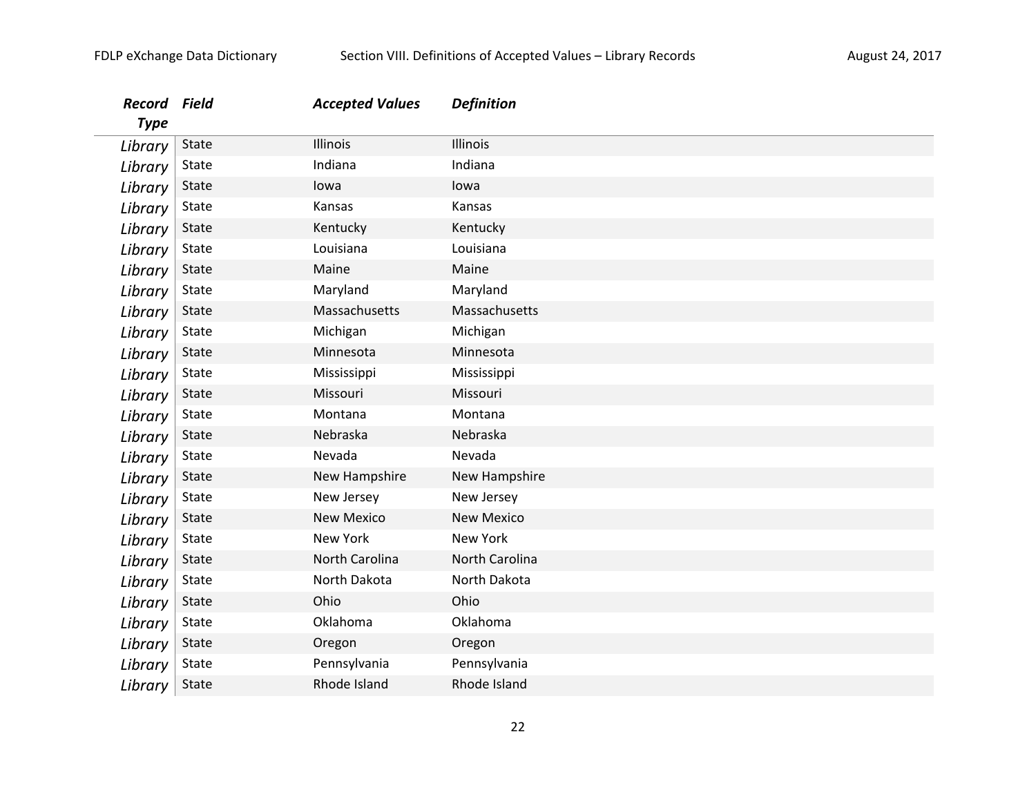| Record Type | Field | Accepted Values | Definition |
|---|---|---|---|
| *Library* | State | Illinois | Illinois |
| *Library* | State | Indiana | Indiana |
| *Library* | State | Iowa | Iowa |
| *Library* | State | Kansas | Kansas |
| *Library* | State | Kentucky | Kentucky |
| *Library* | State | Louisiana | Louisiana |
| *Library* | State | Maine | Maine |
| *Library* | State | Maryland | Maryland |
| *Library* | State | Massachusetts | Massachusetts |
| *Library* | State | Michigan | Michigan |
| *Library* | State | Minnesota | Minnesota |
| *Library* | State | Mississippi | Mississippi |
| *Library* | State | Missouri | Missouri |
| *Library* | State | Montana | Montana |
| *Library* | State | Nebraska | Nebraska |
| *Library* | State | Nevada | Nevada |
| *Library* | State | New Hampshire | New Hampshire |
| *Library* | State | New Jersey | New Jersey |
| *Library* | State | New Mexico | New Mexico |
| *Library* | State | New York | New York |
| *Library* | State | North Carolina | North Carolina |
| *Library* | State | North Dakota | North Dakota |
| *Library* | State | Ohio | Ohio |
| *Library* | State | Oklahoma | Oklahoma |
| *Library* | State | Oregon | Oregon |
| *Library* | State | Pennsylvania | Pennsylvania |
| *Library* | State | Rhode Island | Rhode Island |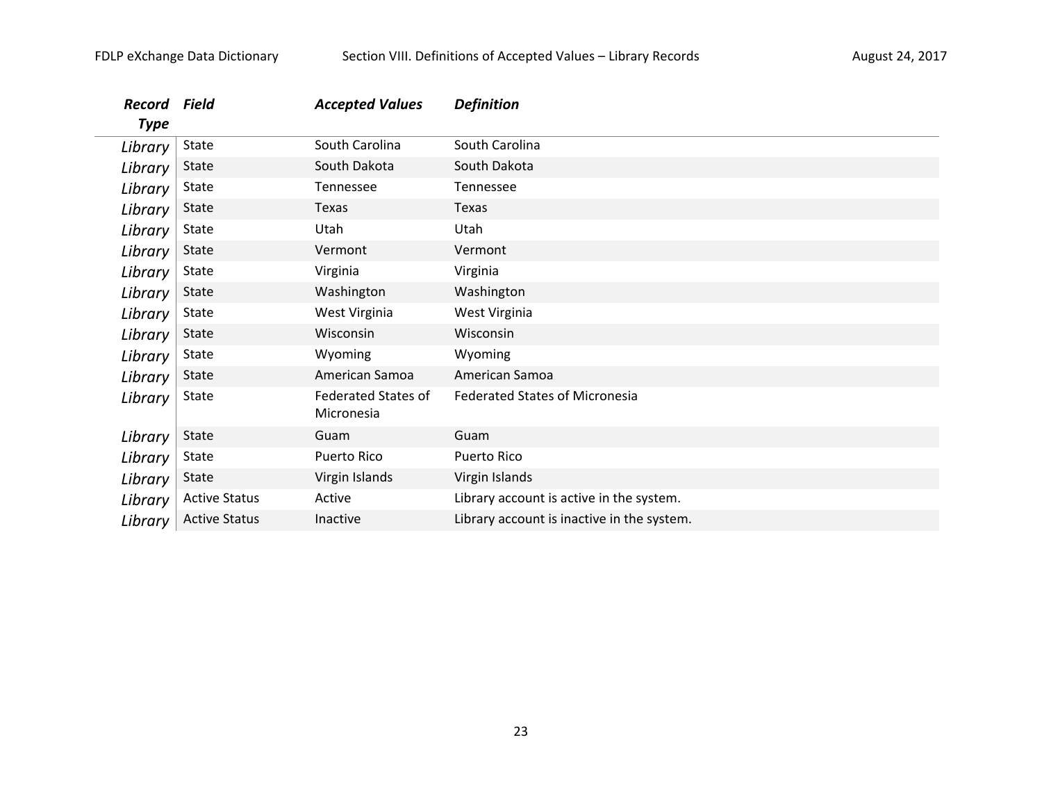| *Record Type* | *Field* | *Accepted Values* | *Definition* |
|---|---|---|---|
| *Library* | State | South Carolina | South Carolina |
| *Library* | State | South Dakota | South Dakota |
| *Library* | State | Tennessee | Tennessee |
| *Library* | State | Texas | Texas |
| *Library* | State | Utah | Utah |
| *Library* | State | Vermont | Vermont |
| *Library* | State | Virginia | Virginia |
| *Library* | State | Washington | Washington |
| *Library* | State | West Virginia | West Virginia |
| *Library* | State | Wisconsin | Wisconsin |
| *Library* | State | Wyoming | Wyoming |
| *Library* | State | American Samoa | American Samoa |
| *Library* | State | Federated States of Micronesia | Federated States of Micronesia |
| *Library* | State | Guam | Guam |
| *Library* | State | Puerto Rico | Puerto Rico |
| *Library* | State | Virgin Islands | Virgin Islands |
| *Library* | Active Status | Active | Library account is active in the system. |
| *Library* | Active Status | Inactive | Library account is inactive in the system. |